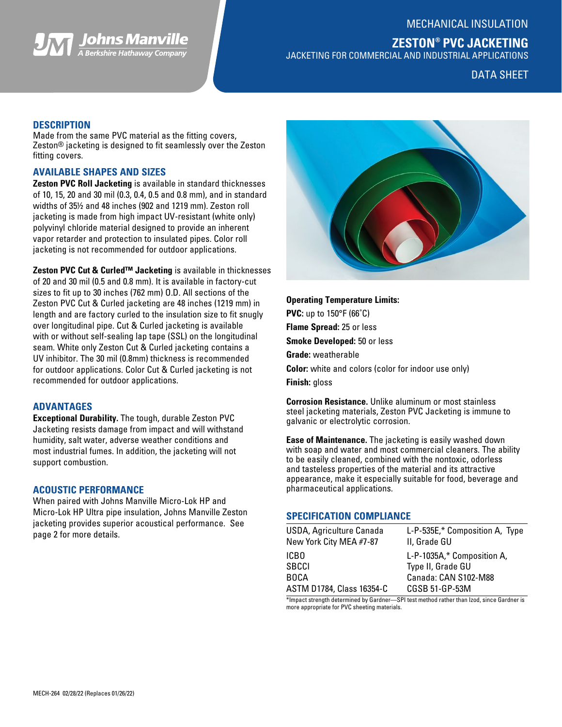MECHANICAL INSULATION

# ZESTON® PVC JACKETING

JACKETING FOR COMMERCIAL AND INDUSTRIAL APPLICATIONS

DATA SHEET

## DESCRIPTION

Made from the same PVC material as the fitting covers, Zeston® jacketing is designed to fit seamlessly over the Zeston fitting covers.

## AVAILABLE SHAPES AND SIZES

**Zeston PVC Roll Jacketing** is available in standard thicknesses of 10, 15, 20 and 30 mil (0.3, 0.4, 0.5 and 0.8 mm), and in standard widths of 35½ and 48 inches (902 and 1219 mm). Zeston roll jacketing is made from high impact UV-resistant (white only) polyvinyl chloride material designed to provide an inherent vapor retarder and protection to insulated pipes. Color roll jacketing is not recommended for outdoor applications.

**Zeston PVC Cut & Curled™ Jacketing** is available in thicknesses of 20 and 30 mil (0.5 and 0.8 mm). It is available in factory-cut sizes to fit up to 30 inches (762 mm) O.D. All sections of the Zeston PVC Cut & Curled jacketing are 48 inches (1219 mm) in length and are factory curled to the insulation size to fit snugly over longitudinal pipe. Cut & Curled jacketing is available with or without self-sealing lap tape (SSL) on the longitudinal seam. White only Zeston Cut & Curled jacketing contains a UV inhibitor. The 30 mil (0.8mm) thickness is recommended for outdoor applications. Color Cut & Curled jacketing is not recommended for outdoor applications.

## ADVANTAGES

**Exceptional Durability.** The tough, durable Zeston PVC Jacketing resists damage from impact and will withstand humidity, salt water, adverse weather conditions and most industrial fumes. In addition, the jacketing will not support combustion.

## ACOUSTIC PERFORMANCE

When paired with Johns Manville Micro-Lok HP and Micro-Lok HP Ultra pipe insulation, Johns Manville Zeston jacketing provides superior acoustical performance. See page 2 for more details.

**Operating Temperature Limits:**

**PVC:** up to 150°F (66˚C)

**Flame Spread:** 25 or less

**Smoke Developed:** 50 or less

**Grade:** weatherable

**Color:** white and colors (color for indoor use only)

**Finish:** gloss

**Corrosion Resistance.** Unlike aluminum or most stainless steel jacketing materials, Zeston PVC Jacketing is immune to galvanic or electrolytic corrosion.

**Ease of Maintenance.** The jacketing is easily washed down with soap and water and most commercial cleaners. The ability to be easily cleaned, combined with the nontoxic, odorless and tasteless properties of the material and its attractive appearance, make it especially suitable for food, beverage and pharmaceutical applications.

## SPECIFICATION COMPLIANCE

| | |
|---|---|
| USDA, Agriculture Canada<br>New York City MEA #7-87 | L-P-535E,* Composition A, Type II, Grade GU |
| ICBO<br>SBCCI<br>BOCA<br>ASTM D1784, Class 16354-C | L-P-1035A,* Composition A, Type II, Grade GU<br>Canada: CAN S102-M88<br>CGSB 51-GP-53M |

*Impact strength determined by Gardner—SPI test method rather than Izod, since Gardner is more appropriate for PVC sheeting materials.

MECH-264 02/28/22 (Replaces 01/26/22)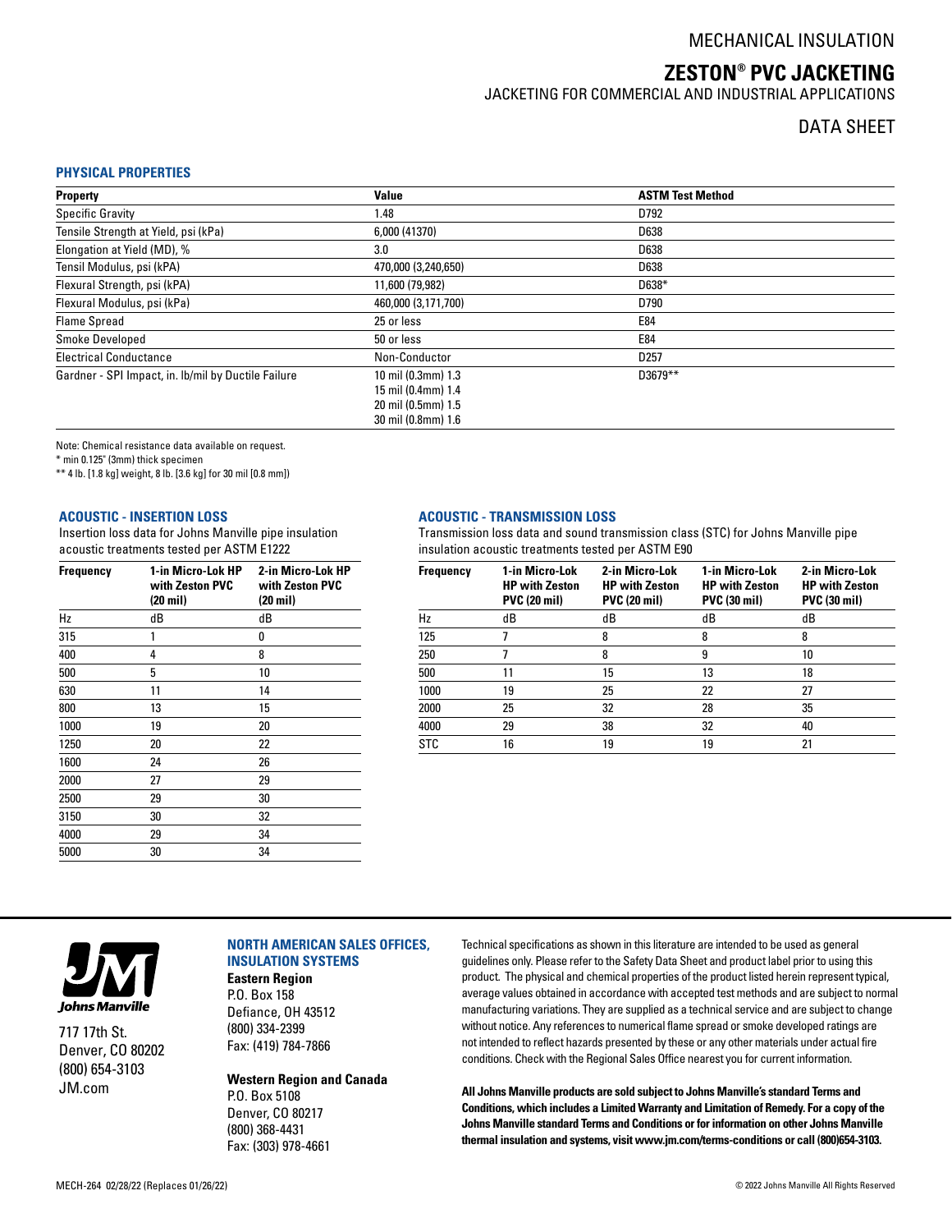# MECHANICAL INSULATION

## ZESTON® PVC JACKETING

JACKETING FOR COMMERCIAL AND INDUSTRIAL APPLICATIONS

DATA SHEET

### PHYSICAL PROPERTIES

| Property | Value | ASTM Test Method |
|---|---|---|
| Specific Gravity | 1.48 | D792 |
| Tensile Strength at Yield, psi (kPa) | 6,000 (41370) | D638 |
| Elongation at Yield (MD), % | 3.0 | D638 |
| Tensil Modulus, psi (kPA) | 470,000 (3,240,650) | D638 |
| Flexural Strength, psi (kPA) | 11,600 (79,982) | D638* |
| Flexural Modulus, psi (kPa) | 460,000 (3,171,700) | D790 |
| Flame Spread | 25 or less | E84 |
| Smoke Developed | 50 or less | E84 |
| Electrical Conductance | Non-Conductor | D257 |
| Gardner - SPI Impact, in. lb/mil by Ductile Failure | 10 mil (0.3mm) 1.3<br>15 mil (0.4mm) 1.4<br>20 mil (0.5mm) 1.5<br>30 mil (0.8mm) 1.6 | D3679** |

Note: Chemical resistance data available on request.
* min 0.125" (3mm) thick specimen
** 4 lb. [1.8 kg] weight, 8 lb. [3.6 kg] for 30 mil [0.8 mm])

### ACOUSTIC - INSERTION LOSS

Insertion loss data for Johns Manville pipe insulation acoustic treatments tested per ASTM E1222

| Frequency | 1-in Micro-Lok HP with Zeston PVC (20 mil) | 2-in Micro-Lok HP with Zeston PVC (20 mil) |
|---|---|---|
| Hz | dB | dB |
| 315 | 1 | 0 |
| 400 | 4 | 8 |
| 500 | 5 | 10 |
| 630 | 11 | 14 |
| 800 | 13 | 15 |
| 1000 | 19 | 20 |
| 1250 | 20 | 22 |
| 1600 | 24 | 26 |
| 2000 | 27 | 29 |
| 2500 | 29 | 30 |
| 3150 | 30 | 32 |
| 4000 | 29 | 34 |
| 5000 | 30 | 34 |

### ACOUSTIC - TRANSMISSION LOSS

Transmission loss data and sound transmission class (STC) for Johns Manville pipe insulation acoustic treatments tested per ASTM E90

| Frequency | 1-in Micro-Lok HP with Zeston PVC (20 mil) | 2-in Micro-Lok HP with Zeston PVC (20 mil) | 1-in Micro-Lok HP with Zeston PVC (30 mil) | 2-in Micro-Lok HP with Zeston PVC (30 mil) |
|---|---|---|---|---|
| Hz | dB | dB | dB | dB |
| 125 | 7 | 8 | 8 | 8 |
| 250 | 7 | 8 | 9 | 10 |
| 500 | 11 | 15 | 13 | 18 |
| 1000 | 19 | 25 | 22 | 27 |
| 2000 | 25 | 32 | 28 | 35 |
| 4000 | 29 | 38 | 32 | 40 |
| STC | 16 | 19 | 19 | 21 |

Johns Manville
717 17th St.
Denver, CO 80202
(800) 654-3103
JM.com

### NORTH AMERICAN SALES OFFICES, INSULATION SYSTEMS

**Eastern Region**
P.O. Box 158
Defiance, OH 43512
(800) 334-2399
Fax: (419) 784-7866

**Western Region and Canada**
P.O. Box 5108
Denver, CO 80217
(800) 368-4431
Fax: (303) 978-4661

Technical specifications as shown in this literature are intended to be used as general guidelines only. Please refer to the Safety Data Sheet and product label prior to using this product. The physical and chemical properties of the product listed herein represent typical, average values obtained in accordance with accepted test methods and are subject to normal manufacturing variations. They are supplied as a technical service and are subject to change without notice. Any references to numerical flame spread or smoke developed ratings are not intended to reflect hazards presented by these or any other materials under actual fire conditions. Check with the Regional Sales Office nearest you for current information.

**All Johns Manville products are sold subject to Johns Manville's standard Terms and Conditions, which includes a Limited Warranty and Limitation of Remedy. For a copy of the Johns Manville standard Terms and Conditions or for information on other Johns Manville thermal insulation and systems, visit www.jm.com/terms-conditions or call (800)654-3103.**

MECH-264 02/28/22 (Replaces 01/26/22)

© 2022 Johns Manville All Rights Reserved